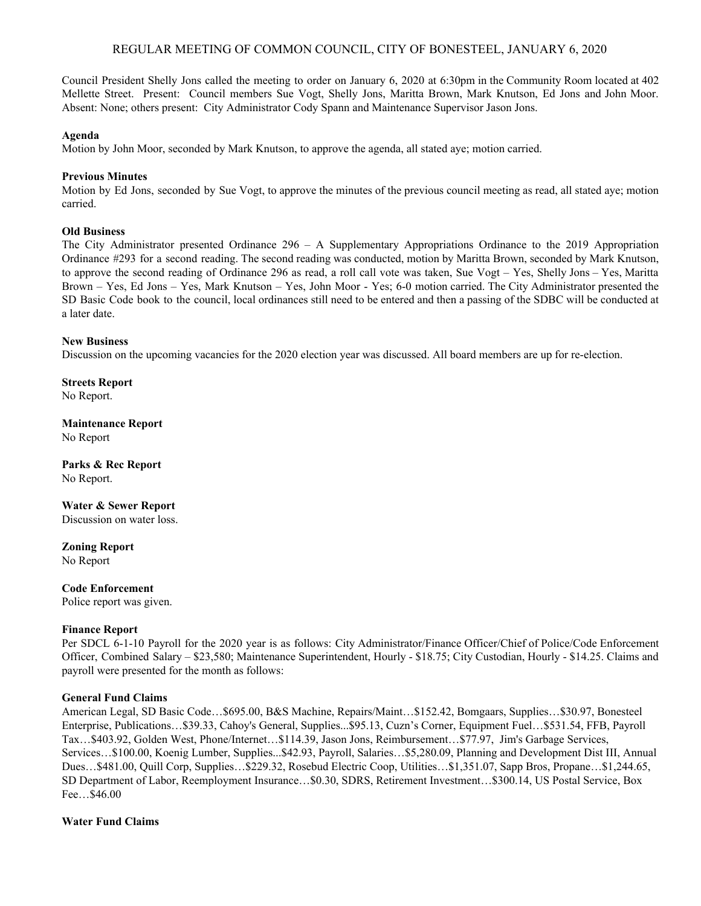# REGULAR MEETING OF COMMON COUNCIL, CITY OF BONESTEEL, JANUARY 6, 2020

Council President Shelly Jons called the meeting to order on January 6, 2020 at 6:30pm in the Community Room located at 402 Mellette Street. Present: Council members Sue Vogt, Shelly Jons, Maritta Brown, Mark Knutson, Ed Jons and John Moor. Absent: None; others present: City Administrator Cody Spann and Maintenance Supervisor Jason Jons.

**Agenda**

Motion by John Moor, seconded by Mark Knutson, to approve the agenda, all stated aye; motion carried.

**Previous Minutes**

Motion by Ed Jons, seconded by Sue Vogt, to approve the minutes of the previous council meeting as read, all stated aye; motion carried.

**Old Business**

The City Administrator presented Ordinance 296 – A Supplementary Appropriations Ordinance to the 2019 Appropriation Ordinance #293 for a second reading. The second reading was conducted, motion by Maritta Brown, seconded by Mark Knutson, to approve the second reading of Ordinance 296 as read, a roll call vote was taken, Sue Vogt – Yes, Shelly Jons – Yes, Maritta Brown – Yes, Ed Jons – Yes, Mark Knutson – Yes, John Moor - Yes; 6-0 motion carried. The City Administrator presented the SD Basic Code book to the council, local ordinances still need to be entered and then a passing of the SDBC will be conducted at a later date.

**New Business**

Discussion on the upcoming vacancies for the 2020 election year was discussed. All board members are up for re-election.

**Streets Report**

No Report.

**Maintenance Report**

No Report

**Parks & Rec Report**

No Report.

**Water & Sewer Report**

Discussion on water loss.

**Zoning Report**

No Report

**Code Enforcement**

Police report was given.

**Finance Report**

Per SDCL 6-1-10 Payroll for the 2020 year is as follows: City Administrator/Finance Officer/Chief of Police/Code Enforcement Officer, Combined Salary – $23,580; Maintenance Superintendent, Hourly - $18.75; City Custodian, Hourly - $14.25. Claims and payroll were presented for the month as follows:

**General Fund Claims**

American Legal, SD Basic Code…$695.00, B&S Machine, Repairs/Maint…$152.42, Bomgaars, Supplies…$30.97, Bonesteel Enterprise, Publications…$39.33, Cahoy's General, Supplies...$95.13, Cuzn's Corner, Equipment Fuel…$531.54, FFB, Payroll Tax…$403.92, Golden West, Phone/Internet…$114.39, Jason Jons, Reimbursement…$77.97, Jim's Garbage Services, Services…$100.00, Koenig Lumber, Supplies...$42.93, Payroll, Salaries…$5,280.09, Planning and Development Dist III, Annual Dues…$481.00, Quill Corp, Supplies…$229.32, Rosebud Electric Coop, Utilities…$1,351.07, Sapp Bros, Propane…$1,244.65, SD Department of Labor, Reemployment Insurance…$0.30, SDRS, Retirement Investment…$300.14, US Postal Service, Box Fee…$46.00

**Water Fund Claims**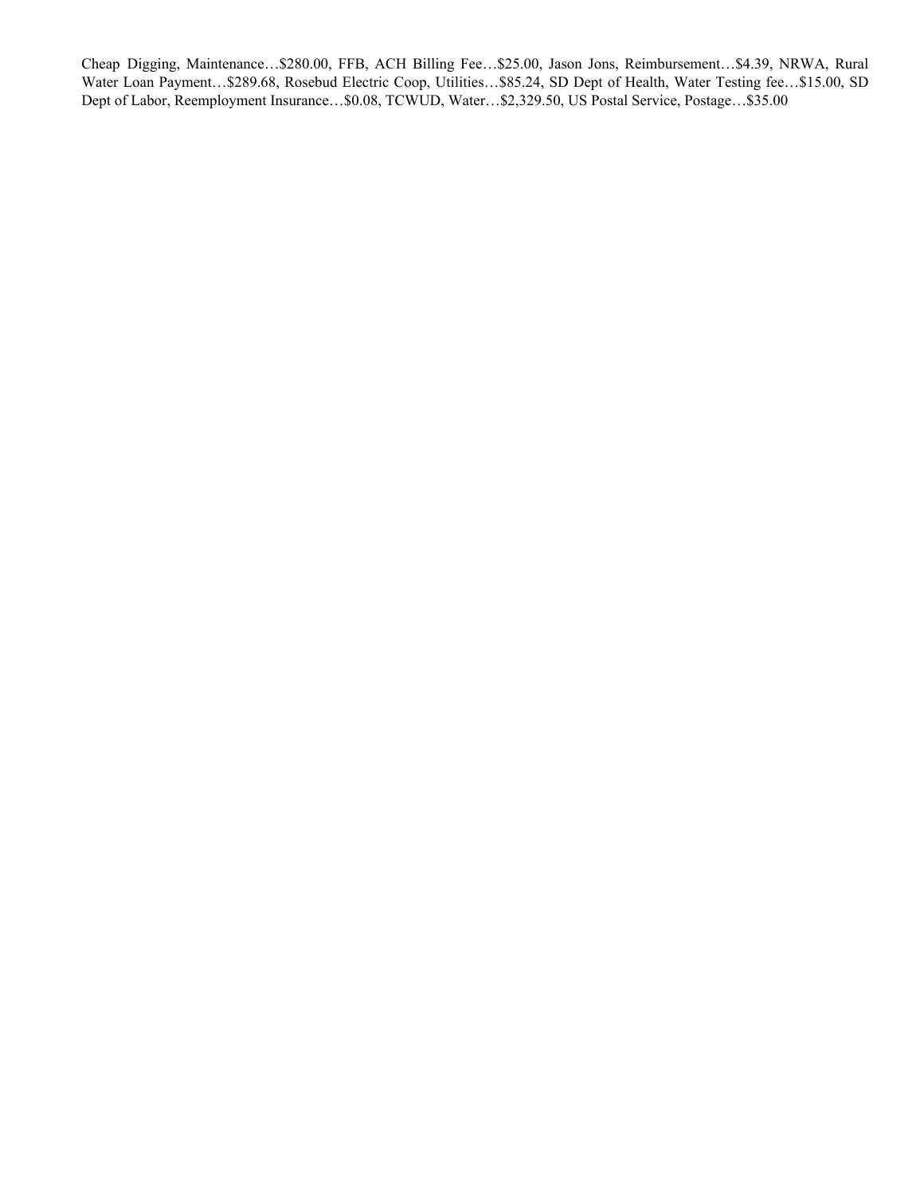Cheap Digging, Maintenance…$280.00, FFB, ACH Billing Fee…$25.00, Jason Jons, Reimbursement…$4.39, NRWA, Rural Water Loan Payment…$289.68, Rosebud Electric Coop, Utilities…$85.24, SD Dept of Health, Water Testing fee…$15.00, SD Dept of Labor, Reemployment Insurance…$0.08, TCWUD, Water…$2,329.50, US Postal Service, Postage…$35.00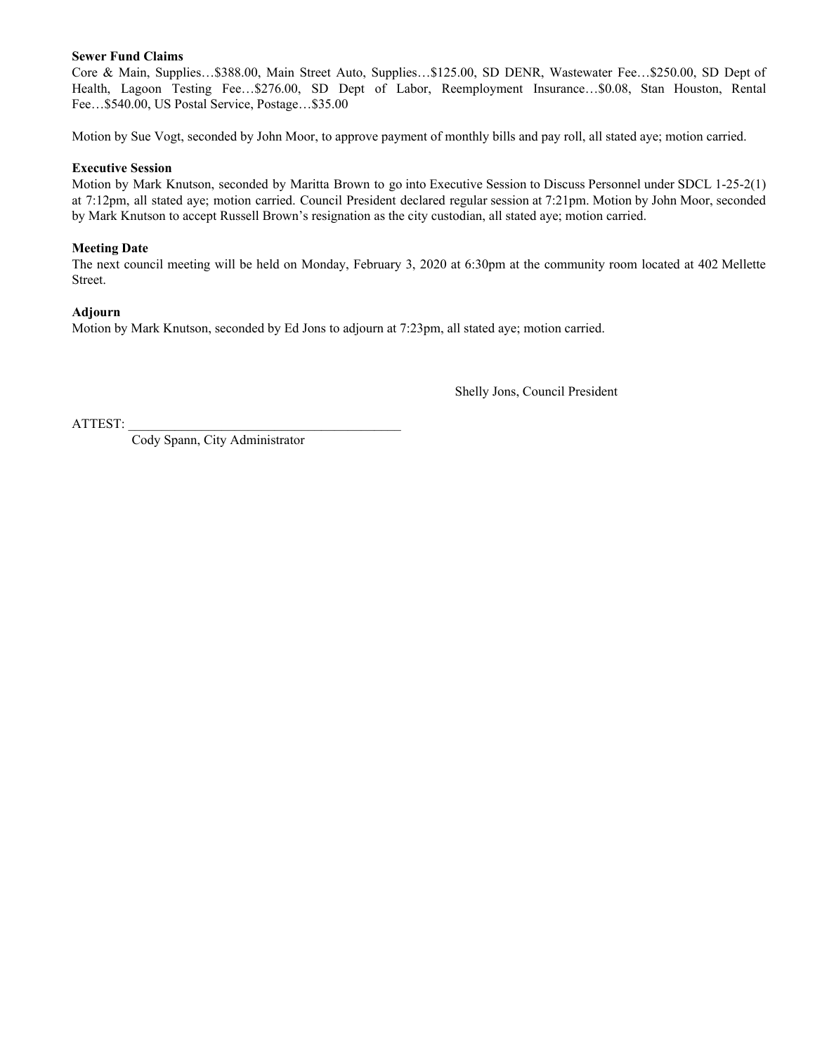**Sewer Fund Claims**

Core & Main, Supplies…$388.00, Main Street Auto, Supplies…$125.00, SD DENR, Wastewater Fee…$250.00, SD Dept of Health, Lagoon Testing Fee…$276.00, SD Dept of Labor, Reemployment Insurance…$0.08, Stan Houston, Rental Fee…$540.00, US Postal Service, Postage…$35.00

Motion by Sue Vogt, seconded by John Moor, to approve payment of monthly bills and pay roll, all stated aye; motion carried.

**Executive Session**

Motion by Mark Knutson, seconded by Maritta Brown to go into Executive Session to Discuss Personnel under SDCL 1-25-2(1) at 7:12pm, all stated aye; motion carried. Council President declared regular session at 7:21pm. Motion by John Moor, seconded by Mark Knutson to accept Russell Brown's resignation as the city custodian, all stated aye; motion carried.

**Meeting Date**

The next council meeting will be held on Monday, February 3, 2020 at 6:30pm at the community room located at 402 Mellette Street.

**Adjourn**

Motion by Mark Knutson, seconded by Ed Jons to adjourn at 7:23pm, all stated aye; motion carried.

Shelly Jons, Council President

ATTEST: ________________________________________

Cody Spann, City Administrator